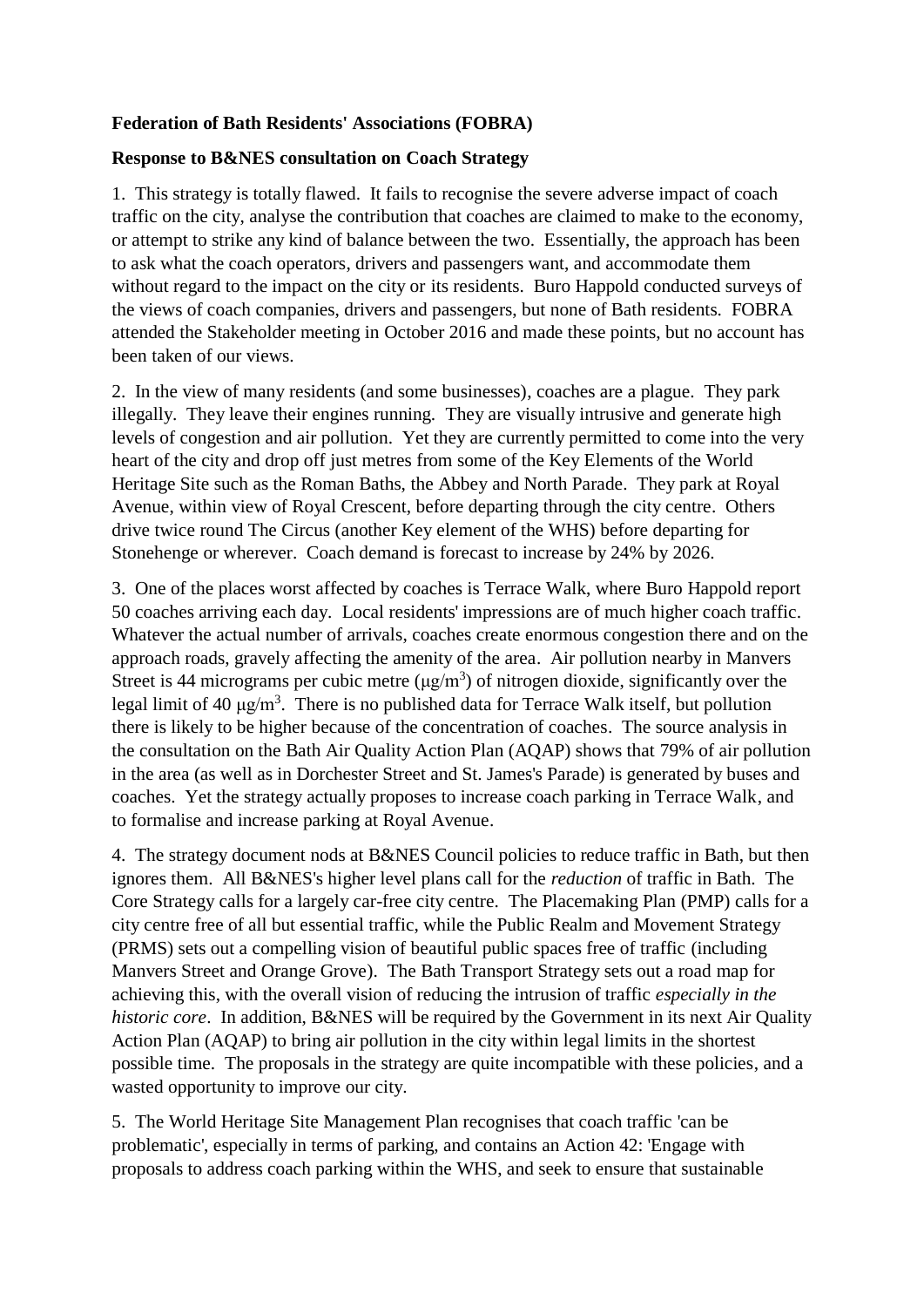**Federation of Bath Residents' Associations (FOBRA)**

**Response to B&NES consultation on Coach Strategy**

1. This strategy is totally flawed. It fails to recognise the severe adverse impact of coach traffic on the city, analyse the contribution that coaches are claimed to make to the economy, or attempt to strike any kind of balance between the two. Essentially, the approach has been to ask what the coach operators, drivers and passengers want, and accommodate them without regard to the impact on the city or its residents. Buro Happold conducted surveys of the views of coach companies, drivers and passengers, but none of Bath residents. FOBRA attended the Stakeholder meeting in October 2016 and made these points, but no account has been taken of our views.

2. In the view of many residents (and some businesses), coaches are a plague. They park illegally. They leave their engines running. They are visually intrusive and generate high levels of congestion and air pollution. Yet they are currently permitted to come into the very heart of the city and drop off just metres from some of the Key Elements of the World Heritage Site such as the Roman Baths, the Abbey and North Parade. They park at Royal Avenue, within view of Royal Crescent, before departing through the city centre. Others drive twice round The Circus (another Key element of the WHS) before departing for Stonehenge or wherever. Coach demand is forecast to increase by 24% by 2026.

3. One of the places worst affected by coaches is Terrace Walk, where Buro Happold report 50 coaches arriving each day. Local residents' impressions are of much higher coach traffic. Whatever the actual number of arrivals, coaches create enormous congestion there and on the approach roads, gravely affecting the amenity of the area. Air pollution nearby in Manvers Street is 44 micrograms per cubic metre ($\mu g/m^3$) of nitrogen dioxide, significantly over the legal limit of 40 $\mu g/m^3$. There is no published data for Terrace Walk itself, but pollution there is likely to be higher because of the concentration of coaches. The source analysis in the consultation on the Bath Air Quality Action Plan (AQAP) shows that 79% of air pollution in the area (as well as in Dorchester Street and St. James's Parade) is generated by buses and coaches. Yet the strategy actually proposes to increase coach parking in Terrace Walk, and to formalise and increase parking at Royal Avenue.

4. The strategy document nods at B&NES Council policies to reduce traffic in Bath, but then ignores them. All B&NES's higher level plans call for the *reduction* of traffic in Bath. The Core Strategy calls for a largely car-free city centre. The Placemaking Plan (PMP) calls for a city centre free of all but essential traffic, while the Public Realm and Movement Strategy (PRMS) sets out a compelling vision of beautiful public spaces free of traffic (including Manvers Street and Orange Grove). The Bath Transport Strategy sets out a road map for achieving this, with the overall vision of reducing the intrusion of traffic *especially in the historic core*. In addition, B&NES will be required by the Government in its next Air Quality Action Plan (AQAP) to bring air pollution in the city within legal limits in the shortest possible time. The proposals in the strategy are quite incompatible with these policies, and a wasted opportunity to improve our city.

5. The World Heritage Site Management Plan recognises that coach traffic 'can be problematic', especially in terms of parking, and contains an Action 42: 'Engage with proposals to address coach parking within the WHS, and seek to ensure that sustainable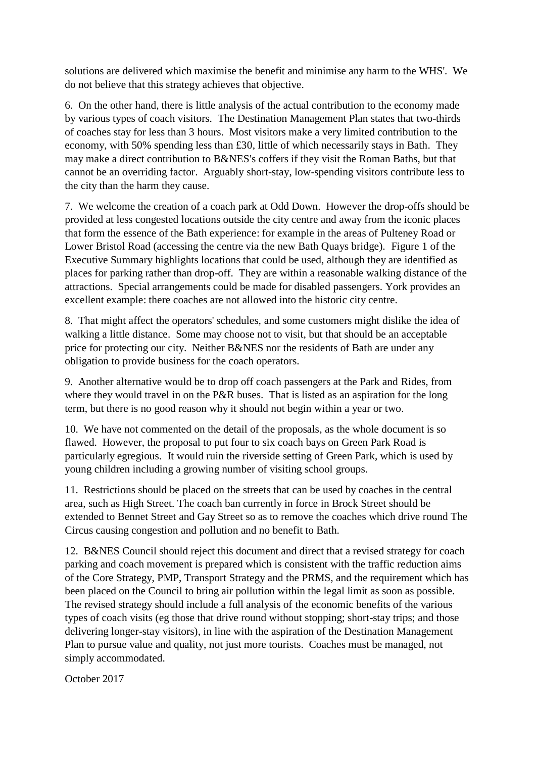solutions are delivered which maximise the benefit and minimise any harm to the WHS'. We do not believe that this strategy achieves that objective.

6. On the other hand, there is little analysis of the actual contribution to the economy made by various types of coach visitors. The Destination Management Plan states that two-thirds of coaches stay for less than 3 hours. Most visitors make a very limited contribution to the economy, with 50% spending less than £30, little of which necessarily stays in Bath. They may make a direct contribution to B&NES's coffers if they visit the Roman Baths, but that cannot be an overriding factor. Arguably short-stay, low-spending visitors contribute less to the city than the harm they cause.

7. We welcome the creation of a coach park at Odd Down. However the drop-offs should be provided at less congested locations outside the city centre and away from the iconic places that form the essence of the Bath experience: for example in the areas of Pulteney Road or Lower Bristol Road (accessing the centre via the new Bath Quays bridge). Figure 1 of the Executive Summary highlights locations that could be used, although they are identified as places for parking rather than drop-off. They are within a reasonable walking distance of the attractions. Special arrangements could be made for disabled passengers. York provides an excellent example: there coaches are not allowed into the historic city centre.

8. That might affect the operators' schedules, and some customers might dislike the idea of walking a little distance. Some may choose not to visit, but that should be an acceptable price for protecting our city. Neither B&NES nor the residents of Bath are under any obligation to provide business for the coach operators.

9. Another alternative would be to drop off coach passengers at the Park and Rides, from where they would travel in on the P&R buses. That is listed as an aspiration for the long term, but there is no good reason why it should not begin within a year or two.

10. We have not commented on the detail of the proposals, as the whole document is so flawed. However, the proposal to put four to six coach bays on Green Park Road is particularly egregious. It would ruin the riverside setting of Green Park, which is used by young children including a growing number of visiting school groups.

11. Restrictions should be placed on the streets that can be used by coaches in the central area, such as High Street. The coach ban currently in force in Brock Street should be extended to Bennet Street and Gay Street so as to remove the coaches which drive round The Circus causing congestion and pollution and no benefit to Bath.

12. B&NES Council should reject this document and direct that a revised strategy for coach parking and coach movement is prepared which is consistent with the traffic reduction aims of the Core Strategy, PMP, Transport Strategy and the PRMS, and the requirement which has been placed on the Council to bring air pollution within the legal limit as soon as possible. The revised strategy should include a full analysis of the economic benefits of the various types of coach visits (eg those that drive round without stopping; short-stay trips; and those delivering longer-stay visitors), in line with the aspiration of the Destination Management Plan to pursue value and quality, not just more tourists. Coaches must be managed, not simply accommodated.

October 2017